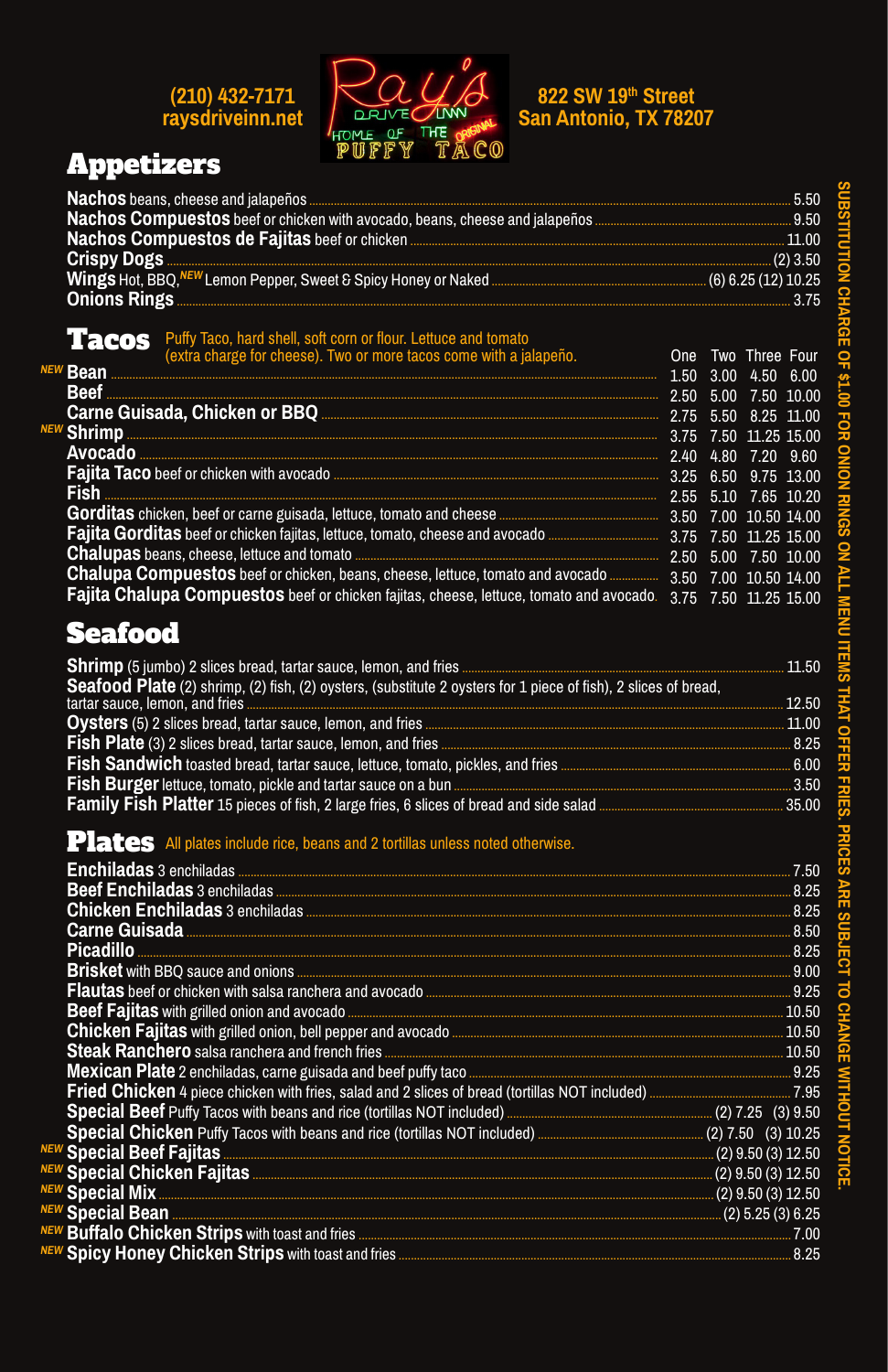(210) 432-7171
raysdriveinn.net

Ray's Drive Inn — Home of the Original Puffy Taco

822 SW 19th Street
San Antonio, TX 78207

# Appetizers

**Nachos** beans, cheese and jalapeños ... 5.50
**Nachos Compuestos** beef or chicken with avocado, beans, cheese and jalapeños ... 9.50
**Nachos Compuestos de Fajitas** beef or chicken ... 11.00
**Crispy Dogs** ... (2) 3.50
**Wings** Hot, BBQ, *NEW* Lemon Pepper, Sweet & Spicy Honey or Naked ... (6) 6.25 (12) 10.25
**Onions Rings** ... 3.75

# Tacos

Puffy Taco, hard shell, soft corn or flour. Lettuce and tomato (extra charge for cheese). Two or more tacos come with a jalapeño.

| Item | One | Two | Three | Four |
|---|---|---|---|---|
| *NEW* **Bean** | 1.50 | 3.00 | 4.50 | 6.00 |
| **Beef** | 2.50 | 5.00 | 7.50 | 10.00 |
| **Carne Guisada, Chicken or BBQ** | 2.75 | 5.50 | 8.25 | 11.00 |
| *NEW* **Shrimp** | 3.75 | 7.50 | 11.25 | 15.00 |
| **Avocado** | 2.40 | 4.80 | 7.20 | 9.60 |
| **Fajita Taco** beef or chicken with avocado | 3.25 | 6.50 | 9.75 | 13.00 |
| **Fish** | 2.55 | 5.10 | 7.65 | 10.20 |
| **Gorditas** chicken, beef or carne guisada, lettuce, tomato and cheese | 3.50 | 7.00 | 10.50 | 14.00 |
| **Fajita Gorditas** beef or chicken fajitas, lettuce, tomato, cheese and avocado | 3.75 | 7.50 | 11.25 | 15.00 |
| **Chalupas** beans, cheese, lettuce and tomato | 2.50 | 5.00 | 7.50 | 10.00 |
| **Chalupa Compuestos** beef or chicken, beans, cheese, lettuce, tomato and avocado | 3.50 | 7.00 | 10.50 | 14.00 |
| **Fajita Chalupa Compuestos** beef or chicken fajitas, cheese, lettuce, tomato and avocado. | 3.75 | 7.50 | 11.25 | 15.00 |

# Seafood

**Shrimp** (5 jumbo) 2 slices bread, tartar sauce, lemon, and fries ... 11.50
**Seafood Plate** (2) shrimp, (2) fish, (2) oysters, (substitute 2 oysters for 1 piece of fish), 2 slices of bread, tartar sauce, lemon, and fries ... 12.50
**Oysters** (5) 2 slices bread, tartar sauce, lemon, and fries ... 11.00
**Fish Plate** (3) 2 slices bread, tartar sauce, lemon and fries ... 8.25
**Fish Sandwich** toasted bread, tartar sauce, lettuce, tomato, pickles, and fries ... 6.00
**Fish Burger** lettuce, tomato, pickle and tartar sauce on a bun ... 3.50
**Family Fish Platter** 15 pieces of fish, 2 large fries, 6 slices of bread and side salad ... 35.00

# Plates

All plates include rice, beans and 2 tortillas unless noted otherwise.

**Enchiladas** 3 enchiladas ... 7.50
**Beef Enchiladas** 3 enchiladas ... 8.25
**Chicken Enchiladas** 3 enchiladas ... 8.25
**Carne Guisada** ... 8.50
**Picadillo** ... 8.25
**Brisket** with BBQ sauce and onions ... 9.00
**Flautas** beef or chicken with salsa ranchera and avocado ... 9.25
**Beef Fajitas** with grilled onion and avocado ... 10.50
**Chicken Fajitas** with grilled onion, bell pepper and avocado ... 10.50
**Steak Ranchero** salsa ranchera and french fries ... 10.50
**Mexican Plate** 2 enchiladas, carne guisada and beef puffy taco ... 9.25
**Fried Chicken** 4 piece chicken with fries, salad and 2 slices of bread (tortillas NOT included) ... 7.95
**Special Beef** Puffy Tacos with beans and rice (tortillas NOT included) ... (2) 7.25 (3) 9.50
**Special Chicken** Puffy Tacos with beans and rice (tortillas NOT included) ... (2) 7.50 (3) 10.25
*NEW* **Special Beef Fajitas** ... (2) 9.50 (3) 12.50
*NEW* **Special Chicken Fajitas** ... (2) 9.50 (3) 12.50
*NEW* **Special Mix** ... (2) 9.50 (3) 12.50
*NEW* **Special Bean** ... (2) 5.25 (3) 6.25
*NEW* **Buffalo Chicken Strips** with toast and fries ... 7.00
*NEW* **Spicy Honey Chicken Strips** with toast and fries ... 8.25

SUBSTITUTION CHARGE OF $1.00 FOR ONION RINGS ON ALL MENU ITEMS THAT OFFER FRIES. PRICES ARE SUBJECT TO CHANGE WITHOUT NOTICE.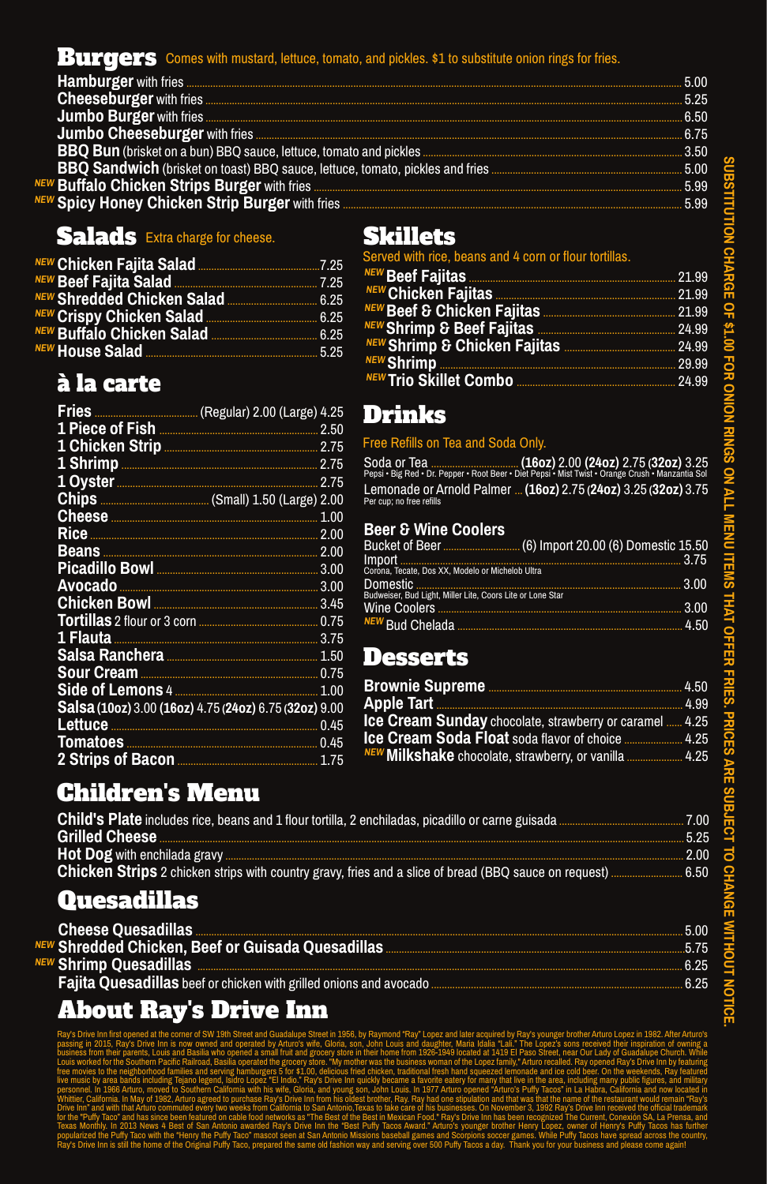## Burgers

Comes with mustard, lettuce, tomato, and pickles. $1 to substitute onion rings for fries.

| | |
|---|---|
| **Hamburger** with fries | 5.00 |
| **Cheeseburger** with fries | 5.25 |
| **Jumbo Burger** with fries | 6.50 |
| **Jumbo Cheeseburger** with fries | 6.75 |
| **BBQ Bun** (brisket on a bun) BBQ sauce, lettuce, tomato and pickles | 3.50 |
| **BBQ Sandwich** (brisket on toast) BBQ sauce, lettuce, tomato, pickles and fries | 5.00 |
| *NEW* **Buffalo Chicken Strips Burger** with fries | 5.99 |
| *NEW* **Spicy Honey Chicken Strip Burger** with fries | 5.99 |

## Salads

Extra charge for cheese.

| | |
|---|---|
| *NEW* **Chicken Fajita Salad** | 7.25 |
| *NEW* **Beef Fajita Salad** | 7.25 |
| *NEW* **Shredded Chicken Salad** | 6.25 |
| *NEW* **Crispy Chicken Salad** | 6.25 |
| *NEW* **Buffalo Chicken Salad** | 6.25 |
| *NEW* **House Salad** | 5.25 |

## à la carte

| | |
|---|---|
| **Fries** | (Regular) 2.00 (Large) 4.25 |
| **1 Piece of Fish** | 2.50 |
| **1 Chicken Strip** | 2.75 |
| **1 Shrimp** | 2.75 |
| **1 Oyster** | 2.75 |
| **Chips** | (Small) 1.50 (Large) 2.00 |
| **Cheese** | 1.00 |
| **Rice** | 2.00 |
| **Beans** | 2.00 |
| **Picadillo Bowl** | 3.00 |
| **Avocado** | 3.00 |
| **Chicken Bowl** | 3.45 |
| **Tortillas** 2 flour or 3 corn | 0.75 |
| **1 Flauta** | 3.75 |
| **Salsa Ranchera** | 1.50 |
| **Sour Cream** | 0.75 |
| **Side of Lemons** 4 | 1.00 |
| **Salsa** (10oz) 3.00 (16oz) 4.75 (24oz) 6.75 (32oz) 9.00 | |
| **Lettuce** | 0.45 |
| **Tomatoes** | 0.45 |
| **2 Strips of Bacon** | 1.75 |

## Skillets

Served with rice, beans and 4 corn or flour tortillas.

| | |
|---|---|
| *NEW* **Beef Fajitas** | 21.99 |
| *NEW* **Chicken Fajitas** | 21.99 |
| *NEW* **Beef & Chicken Fajitas** | 21.99 |
| *NEW* **Shrimp & Beef Fajitas** | 24.99 |
| *NEW* **Shrimp & Chicken Fajitas** | 24.99 |
| *NEW* **Shrimp** | 29.99 |
| *NEW* **Trio Skillet Combo** | 24.99 |

## Drinks

Free Refills on Tea and Soda Only.

Soda or Tea .... **(16oz)** 2.00 **(24oz)** 2.75 **(32oz)** 3.25
Pepsi • Big Red • Dr. Pepper • Root Beer • Diet Pepsi • Mist Twist • Orange Crush • Manzanita Sol

Lemonade or Arnold Palmer ... **(16oz)** 2.75 **(24oz)** 3.25 **(32oz)** 3.75
Per cup; no free refills

### Beer & Wine Coolers

Bucket of Beer .... (6) Import 20.00 (6) Domestic 15.50

Import .... 3.75
Corona, Tecate, Dos XX, Modelo or Michelob Ultra

Domestic .... 3.00
Budweiser, Bud Light, Miller Lite, Coors Lite or Lone Star

Wine Coolers .... 3.00

*NEW* Bud Chelada .... 4.50

## Desserts

| | |
|---|---|
| **Brownie Supreme** | 4.50 |
| **Apple Tart** | 4.99 |
| **Ice Cream Sunday** chocolate, strawberry or caramel | 4.25 |
| **Ice Cream Soda Float** soda flavor of choice | 4.25 |
| *NEW* **Milkshake** chocolate, strawberry, or vanilla | 4.25 |

## Children's Menu

| | |
|---|---|
| **Child's Plate** includes rice, beans and 1 flour tortilla, 2 enchiladas, picadillo or carne guisada | 7.00 |
| **Grilled Cheese** | 5.25 |
| **Hot Dog** with enchilada gravy | 2.00 |
| **Chicken Strips** 2 chicken strips with country gravy, fries and a slice of bread (BBQ sauce on request) | 6.50 |

## Quesadillas

| | |
|---|---|
| **Cheese Quesadillas** | 5.00 |
| *NEW* **Shredded Chicken, Beef or Guisada Quesadillas** | 5.75 |
| *NEW* **Shrimp Quesadillas** | 6.25 |
| **Fajita Quesadillas** beef or chicken with grilled onions and avocado | 6.25 |

## About Ray's Drive Inn

Ray's Drive Inn first opened at the corner of SW 19th Street and Guadalupe Street in 1956, by Raymond "Ray" Lopez and later acquired by Ray's younger brother Arturo Lopez in 1982. After Arturo's passing in 2015, Ray's Drive Inn is now owned and operated by Arturo's wife, Gloria, son, John Louis and daughter, Maria Idalia "Lali." The Lopez's sons received their inspiration of owning a business from their parents, Louis and Basilia who opened a small fruit and grocery store in their home from 1926-1949 located at 1419 El Paso Street, near Our Lady of Guadalupe Church. While Louis worked for the Southern Pacific Railroad, Basilia operated the grocery store. "My mother was the business woman of the Lopez family," Arturo recalled. Ray opened Ray's Drive Inn by featuring free movies to the neighborhood families and serving hamburgers 5 for $1.00, delicious fried chicken, traditional fresh hand squeezed lemonade and ice cold beer. On the weekends, Ray featured live music by area bands including Tejano legend, Isidro Lopez "El Indio." Ray's Drive Inn quickly became a favorite eatery for many that live in the area, including many public figures, and military personnel. In 1966 Arturo, moved to Southern California with his wife, Gloria, and young son, John Louis. In 1977 Arturo opened "Arturo's Puffy Tacos" in La Habra, California and now located in Whittier, California. In May of 1982, Arturo agreed to purchase Ray's Drive Inn from his oldest brother, Ray. Ray had one stipulation and that was that the name of the restaurant would remain "Ray's Drive Inn" and with that Arturo commuted every two weeks from California to San Antonio,Texas to take care of his businesses. On November 3, 1992 Ray's Drive Inn received the official trademark for the "Puffy Taco" and has since been featured on cable food networks as "The Best of the Best in Mexican Food." Ray's Drive Inn has been recognized The Current, Conexión SA, La Prensa, and Texas Monthly. In 2013 News 4 Best of San Antonio awarded Ray's Drive Inn the "Best Puffy Tacos Award." Arturo's younger brother Henry Lopez, owner of Henry's Puffy Tacos has further popularized the Puffy Taco with the "Henry the Puffy Taco" mascot seen at San Antonio Missions baseball games and Scorpions soccer games. While Puffy Tacos have spread across the country, Ray's Drive Inn is still the home of the Original Puffy Taco, prepared the same old fashion way and serving over 500 Puffy Tacos a day. Thank you for your business and please come again!

SUBSTITUTION CHARGE OF $1.00 FOR ONION RINGS ON ALL MENU ITEMS THAT OFFER FRIES. PRICES ARE SUBJECT TO CHANGE WITHOUT NOTICE.